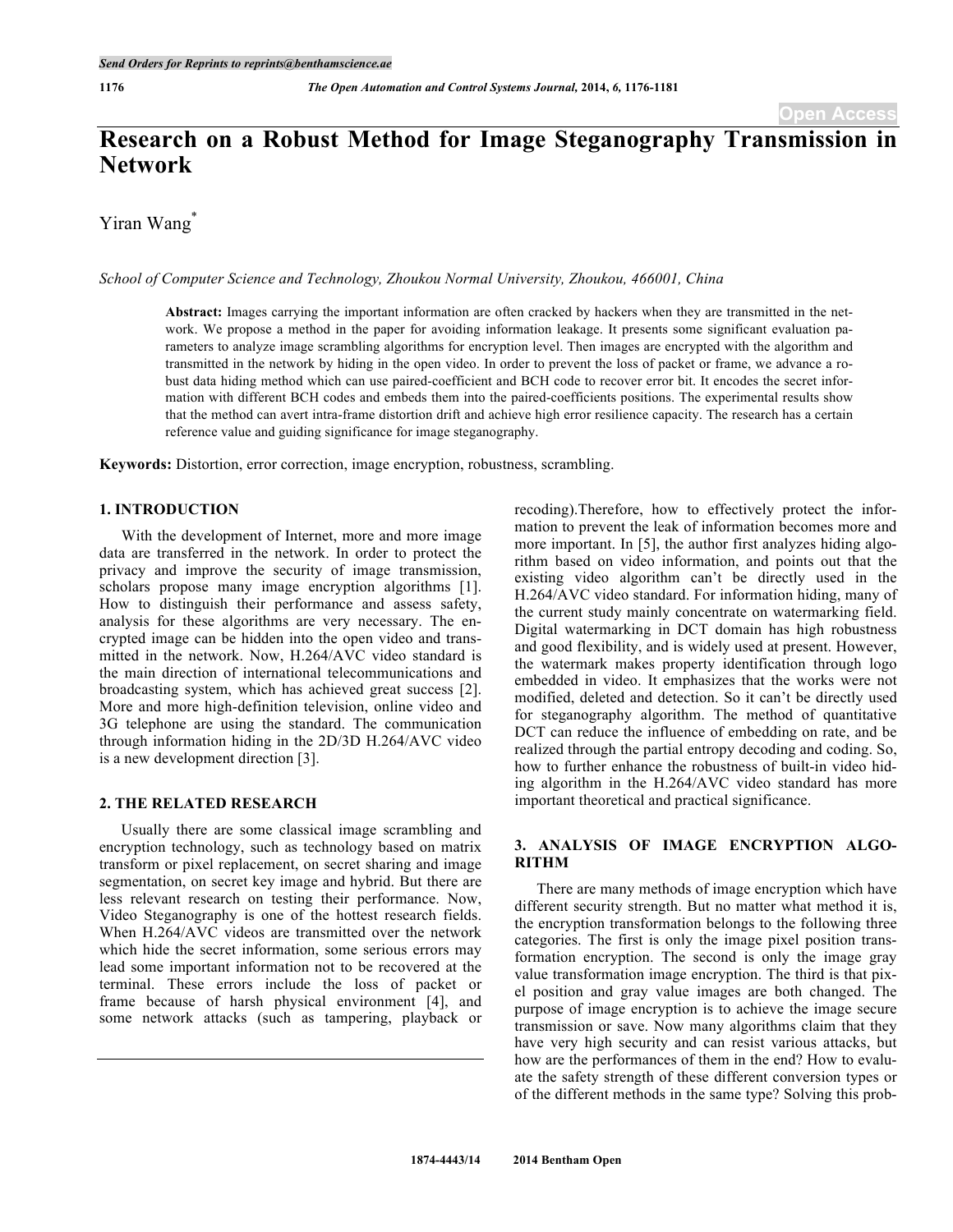# Research on a Robust Method for Image Steganography Transmission in Network

Yiran Wang*

*School of Computer Science and Technology, Zhoukou Normal University, Zhoukou, 466001, China*

**Abstract:** Images carrying the important information are often cracked by hackers when they are transmitted in the network. We propose a method in the paper for avoiding information leakage. It presents some significant evaluation parameters to analyze image scrambling algorithms for encryption level. Then images are encrypted with the algorithm and transmitted in the network by hiding in the open video. In order to prevent the loss of packet or frame, we advance a robust data hiding method which can use paired-coefficient and BCH code to recover error bit. It encodes the secret information with different BCH codes and embeds them into the paired-coefficients positions. The experimental results show that the method can avert intra-frame distortion drift and achieve high error resilience capacity. The research has a certain reference value and guiding significance for image steganography.

**Keywords:** Distortion, error correction, image encryption, robustness, scrambling.

## 1. INTRODUCTION

With the development of Internet, more and more image data are transferred in the network. In order to protect the privacy and improve the security of image transmission, scholars propose many image encryption algorithms [1]. How to distinguish their performance and assess safety, analysis for these algorithms are very necessary. The encrypted image can be hidden into the open video and transmitted in the network. Now, H.264/AVC video standard is the main direction of international telecommunications and broadcasting system, which has achieved great success [2]. More and more high-definition television, online video and 3G telephone are using the standard. The communication through information hiding in the 2D/3D H.264/AVC video is a new development direction [3].

## 2. THE RELATED RESEARCH

Usually there are some classical image scrambling and encryption technology, such as technology based on matrix transform or pixel replacement, on secret sharing and image segmentation, on secret key image and hybrid. But there are less relevant research on testing their performance. Now, Video Steganography is one of the hottest research fields. When H.264/AVC videos are transmitted over the network which hide the secret information, some serious errors may lead some important information not to be recovered at the terminal. These errors include the loss of packet or frame because of harsh physical environment [4], and some network attacks (such as tampering, playback or recoding).Therefore, how to effectively protect the information to prevent the leak of information becomes more and more important. In [5], the author first analyzes hiding algorithm based on video information, and points out that the existing video algorithm can't be directly used in the H.264/AVC video standard. For information hiding, many of the current study mainly concentrate on watermarking field. Digital watermarking in DCT domain has high robustness and good flexibility, and is widely used at present. However, the watermark makes property identification through logo embedded in video. It emphasizes that the works were not modified, deleted and detection. So it can't be directly used for steganography algorithm. The method of quantitative DCT can reduce the influence of embedding on rate, and be realized through the partial entropy decoding and coding. So, how to further enhance the robustness of built-in video hiding algorithm in the H.264/AVC video standard has more important theoretical and practical significance.

## 3. ANALYSIS OF IMAGE ENCRYPTION ALGORITHM

There are many methods of image encryption which have different security strength. But no matter what method it is, the encryption transformation belongs to the following three categories. The first is only the image pixel position transformation encryption. The second is only the image gray value transformation image encryption. The third is that pixel position and gray value images are both changed. The purpose of image encryption is to achieve the image secure transmission or save. Now many algorithms claim that they have very high security and can resist various attacks, but how are the performances of them in the end? How to evaluate the safety strength of these different conversion types or of the different methods in the same type? Solving this prob-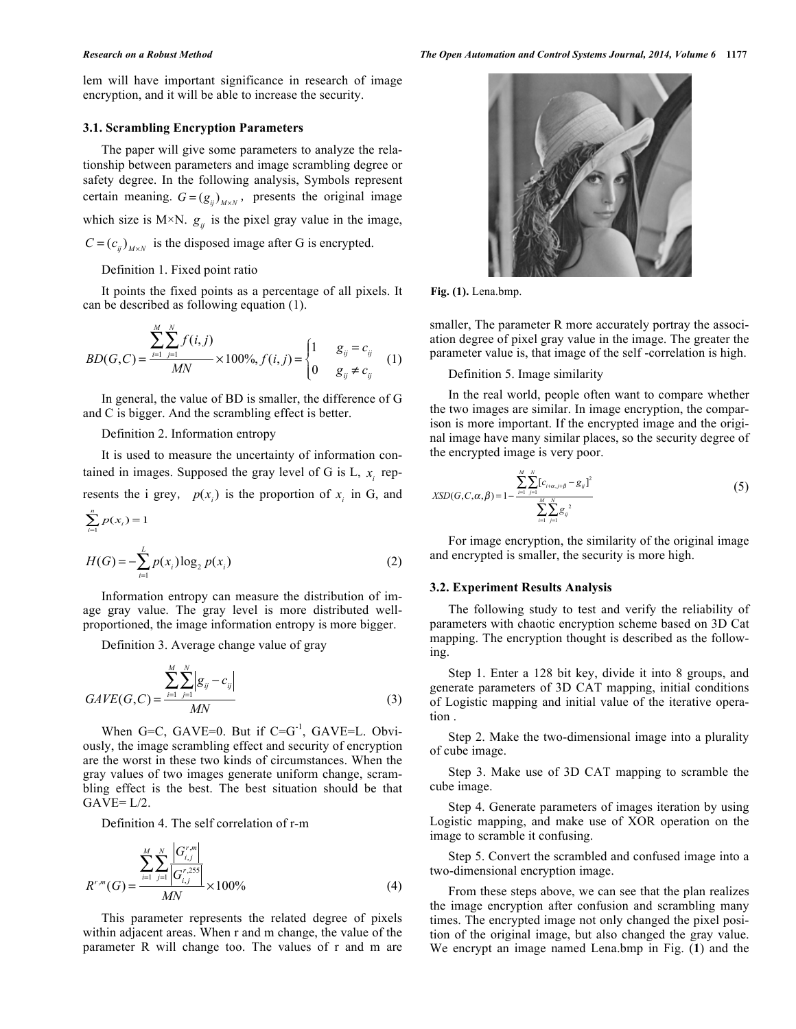lem will have important significance in research of image encryption, and it will be able to increase the security.

### 3.1. Scrambling Encryption Parameters

The paper will give some parameters to analyze the relationship between parameters and image scrambling degree or safety degree. In the following analysis, Symbols represent certain meaning. $G = (g_{ij})_{M\times N}$, presents the original image which size is M×N. $g_{ij}$ is the pixel gray value in the image, $C = (c_{ij})_{M\times N}$ is the disposed image after G is encrypted.

Definition 1. Fixed point ratio

It points the fixed points as a percentage of all pixels. It can be described as following equation (1).

$$BD(G,C) = \frac{\sum_{i=1}^{M}\sum_{j=1}^{N} f(i,j)}{MN} \times 100\%, f(i,j) = \begin{cases} 1 & g_{ij} = c_{ij} \\ 0 & g_{ij} \neq c_{ij} \end{cases} \quad (1)$$

In general, the value of BD is smaller, the difference of G and C is bigger. And the scrambling effect is better.

Definition 2. Information entropy

It is used to measure the uncertainty of information contained in images. Supposed the gray level of G is L, $x_i$ represents the i grey, $p(x_i)$ is the proportion of $x_i$ in G, and $\sum_{i=1}^{n} p(x_i) = 1$

$$H(G) = -\sum_{i=1}^{L} p(x_i)\log_2 p(x_i) \quad (2)$$

Information entropy can measure the distribution of image gray value. The gray level is more distributed well-proportioned, the image information entropy is more bigger.

Definition 3. Average change value of gray

$$GAVE(G,C) = \frac{\sum_{i=1}^{M}\sum_{j=1}^{N} \left| g_{ij} - c_{ij} \right|}{MN} \quad (3)$$

When G=C, GAVE=0. But if $C=G^{-1}$, GAVE=L. Obviously, the image scrambling effect and security of encryption are the worst in these two kinds of circumstances. When the gray values of two images generate uniform change, scrambling effect is the best. The best situation should be that GAVE= L/2.

Definition 4. The self correlation of r-m

$$R^{r,m}(G) = \frac{\sum_{i=1}^{M}\sum_{j=1}^{N} \frac{\left| G_{i,j}^{r,m} \right|}{\left| G_{i,j}^{r,255} \right|}}{MN} \times 100\% \quad (4)$$

This parameter represents the related degree of pixels within adjacent areas. When r and m change, the value of the parameter R will change too. The values of r and m are smaller, The parameter R more accurately portray the association degree of pixel gray value in the image. The greater the parameter value is, that image of the self -correlation is high.

Fig. (1). Lena.bmp.

Definition 5. Image similarity

In the real world, people often want to compare whether the two images are similar. In image encryption, the comparison is more important. If the encrypted image and the original image have many similar places, so the security degree of the encrypted image is very poor.

$$XSD(G,C,\alpha,\beta) = 1 - \frac{\sum_{i=1}^{M}\sum_{j=1}^{N} [c_{i+\alpha,j+\beta} - g_{ij}]^2}{\sum_{i=1}^{M}\sum_{j=1}^{N} g_{ij}^{\ 2}} \quad (5)$$

For image encryption, the similarity of the original image and encrypted is smaller, the security is more high.

### 3.2. Experiment Results Analysis

The following study to test and verify the reliability of parameters with chaotic encryption scheme based on 3D Cat mapping. The encryption thought is described as the following.

Step 1. Enter a 128 bit key, divide it into 8 groups, and generate parameters of 3D CAT mapping, initial conditions of Logistic mapping and initial value of the iterative operation .

Step 2. Make the two-dimensional image into a plurality of cube image.

Step 3. Make use of 3D CAT mapping to scramble the cube image.

Step 4. Generate parameters of images iteration by using Logistic mapping, and make use of XOR operation on the image to scramble it confusing.

Step 5. Convert the scrambled and confused image into a two-dimensional encryption image.

From these steps above, we can see that the plan realizes the image encryption after confusion and scrambling many times. The encrypted image not only changed the pixel position of the original image, but also changed the gray value. We encrypt an image named Lena.bmp in Fig. (**1**) and the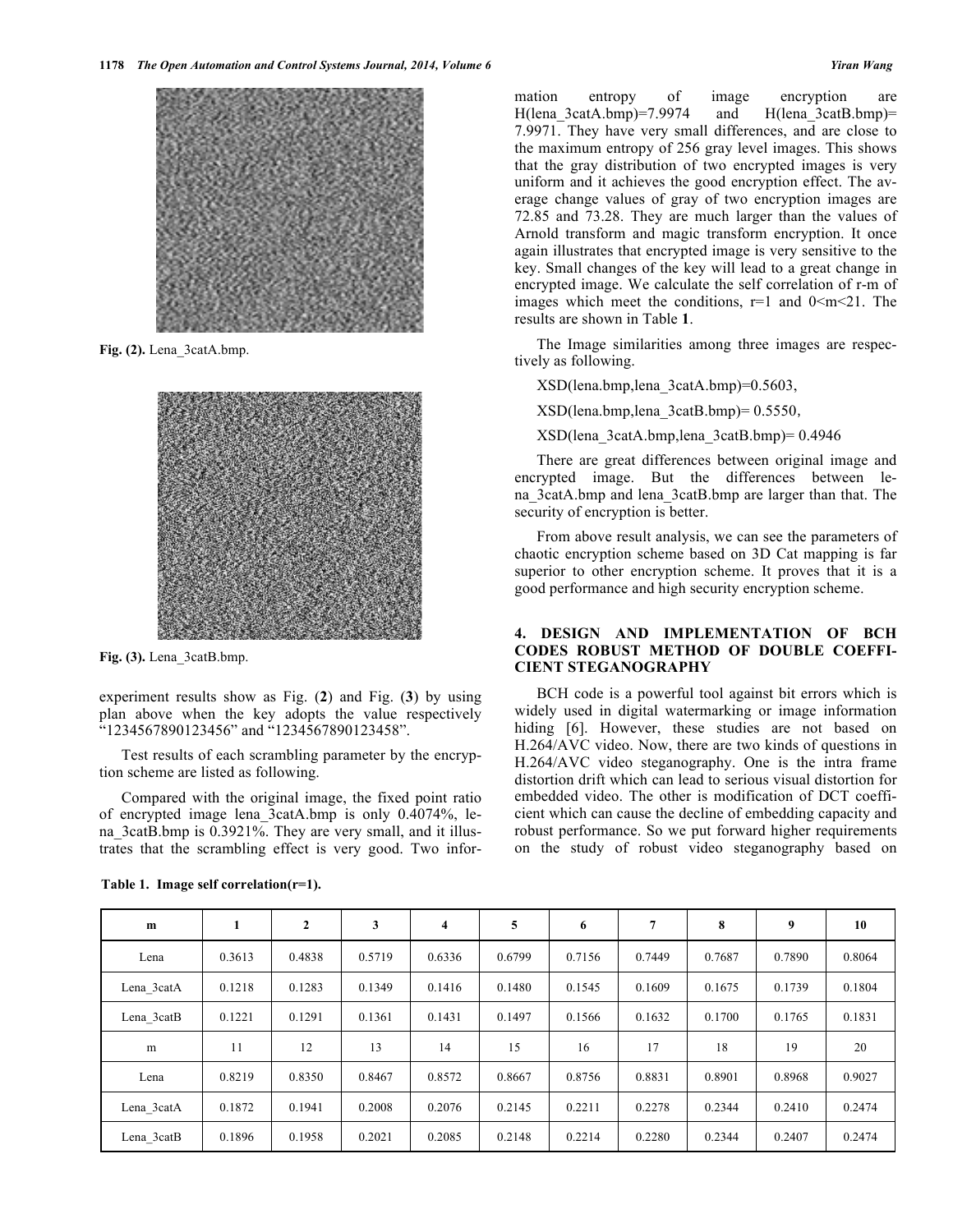Fig. (2). Lena_3catA.bmp.

Fig. (3). Lena_3catB.bmp.

experiment results show as Fig. (2) and Fig. (3) by using plan above when the key adopts the value respectively "1234567890123456" and "1234567890123458".

Test results of each scrambling parameter by the encryption scheme are listed as following.

Compared with the original image, the fixed point ratio of encrypted image lena_3catA.bmp is only 0.4074%, lena_3catB.bmp is 0.3921%. They are very small, and it illustrates that the scrambling effect is very good. Two information entropy of image encryption are H(lena_3catA.bmp)=7.9974 and H(lena_3catB.bmp)= 7.9971. They have very small differences, and are close to the maximum entropy of 256 gray level images. This shows that the gray distribution of two encrypted images is very uniform and it achieves the good encryption effect. The average change values of gray of two encryption images are 72.85 and 73.28. They are much larger than the values of Arnold transform and magic transform encryption. It once again illustrates that encrypted image is very sensitive to the key. Small changes of the key will lead to a great change in encrypted image. We calculate the self correlation of r-m of images which meet the conditions, r=1 and 0<m<21. The results are shown in Table 1.

**Table 1. Image self correlation(r=1).**

| m | 1 | 2 | 3 | 4 | 5 | 6 | 7 | 8 | 9 | 10 |
|---|---|---|---|---|---|---|---|---|---|---|
| Lena | 0.3613 | 0.4838 | 0.5719 | 0.6336 | 0.6799 | 0.7156 | 0.7449 | 0.7687 | 0.7890 | 0.8064 |
| Lena_3catA | 0.1218 | 0.1283 | 0.1349 | 0.1416 | 0.1480 | 0.1545 | 0.1609 | 0.1675 | 0.1739 | 0.1804 |
| Lena_3catB | 0.1221 | 0.1291 | 0.1361 | 0.1431 | 0.1497 | 0.1566 | 0.1632 | 0.1700 | 0.1765 | 0.1831 |
| m | 11 | 12 | 13 | 14 | 15 | 16 | 17 | 18 | 19 | 20 |
| Lena | 0.8219 | 0.8350 | 0.8467 | 0.8572 | 0.8667 | 0.8756 | 0.8831 | 0.8901 | 0.8968 | 0.9027 |
| Lena_3catA | 0.1872 | 0.1941 | 0.2008 | 0.2076 | 0.2145 | 0.2211 | 0.2278 | 0.2344 | 0.2410 | 0.2474 |
| Lena_3catB | 0.1896 | 0.1958 | 0.2021 | 0.2085 | 0.2148 | 0.2214 | 0.2280 | 0.2344 | 0.2407 | 0.2474 |

The Image similarities among three images are respectively as following.

XSD(lena.bmp,lena_3catA.bmp)=0.5603,

XSD(lena.bmp,lena_3catB.bmp)= 0.5550,

XSD(lena_3catA.bmp,lena_3catB.bmp)= 0.4946

There are great differences between original image and encrypted image. But the differences between lena_3catA.bmp and lena_3catB.bmp are larger than that. The security of encryption is better.

From above result analysis, we can see the parameters of chaotic encryption scheme based on 3D Cat mapping is far superior to other encryption scheme. It proves that it is a good performance and high security encryption scheme.

## 4. DESIGN AND IMPLEMENTATION OF BCH CODES ROBUST METHOD OF DOUBLE COEFFICIENT STEGANOGRAPHY

BCH code is a powerful tool against bit errors which is widely used in digital watermarking or image information hiding [6]. However, these studies are not based on H.264/AVC video. Now, there are two kinds of questions in H.264/AVC video steganography. One is the intra frame distortion drift which can lead to serious visual distortion for embedded video. The other is modification of DCT coefficient which can cause the decline of embedding capacity and robust performance. So we put forward higher requirements on the study of robust video steganography based on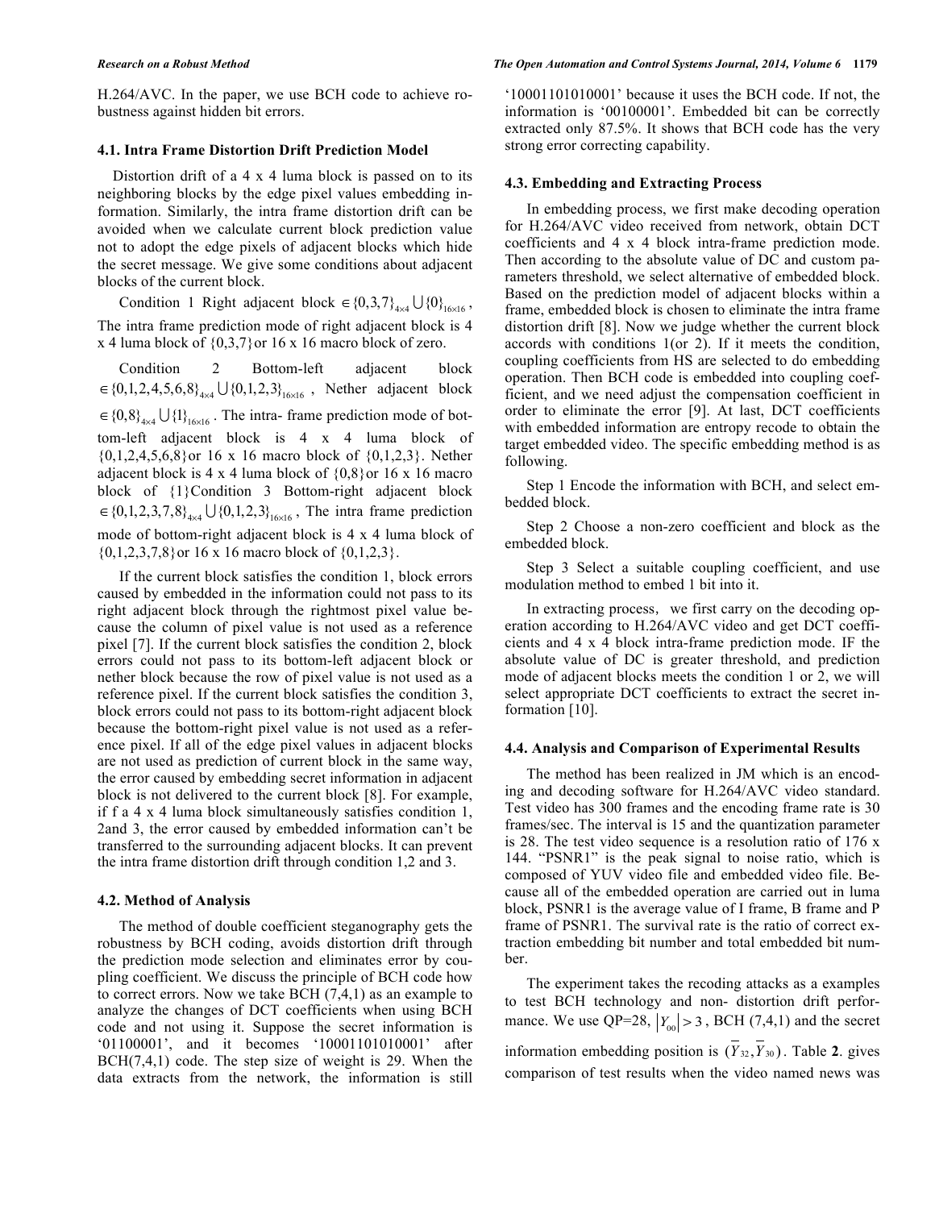H.264/AVC. In the paper, we use BCH code to achieve robustness against hidden bit errors.

### 4.1. Intra Frame Distortion Drift Prediction Model

Distortion drift of a 4 x 4 luma block is passed on to its neighboring blocks by the edge pixel values embedding information. Similarly, the intra frame distortion drift can be avoided when we calculate current block prediction value not to adopt the edge pixels of adjacent blocks which hide the secret message. We give some conditions about adjacent blocks of the current block.

Condition 1 Right adjacent block $\in \{0,3,7\}_{4\times4} \bigcup \{0\}_{16\times16}$, The intra frame prediction mode of right adjacent block is 4 x 4 luma block of {0,3,7}or 16 x 16 macro block of zero.

Condition 2 Bottom-left adjacent block $\in \{0,1,2,4,5,6,8\}_{4\times4} \bigcup \{0,1,2,3\}_{16\times16}$, Nether adjacent block $\in \{0,8\}_{4\times4} \bigcup \{1\}_{16\times16}$. The intra- frame prediction mode of bottom-left adjacent block is 4 x 4 luma block of {0,1,2,4,5,6,8}or 16 x 16 macro block of {0,1,2,3}. Nether adjacent block is 4 x 4 luma block of {0,8}or 16 x 16 macro block of {1}Condition 3 Bottom-right adjacent block $\in \{0,1,2,3,7,8\}_{4\times4} \bigcup \{0,1,2,3\}_{16\times16}$, The intra frame prediction mode of bottom-right adjacent block is 4 x 4 luma block of {0,1,2,3,7,8}or 16 x 16 macro block of {0,1,2,3}.

If the current block satisfies the condition 1, block errors caused by embedded in the information could not pass to its right adjacent block through the rightmost pixel value because the column of pixel value is not used as a reference pixel [7]. If the current block satisfies the condition 2, block errors could not pass to its bottom-left adjacent block or nether block because the row of pixel value is not used as a reference pixel. If the current block satisfies the condition 3, block errors could not pass to its bottom-right adjacent block because the bottom-right pixel value is not used as a reference pixel. If all of the edge pixel values in adjacent blocks are not used as prediction of current block in the same way, the error caused by embedding secret information in adjacent block is not delivered to the current block [8]. For example, if f a 4 x 4 luma block simultaneously satisfies condition 1, 2and 3, the error caused by embedded information can't be transferred to the surrounding adjacent blocks. It can prevent the intra frame distortion drift through condition 1,2 and 3.

### 4.2. Method of Analysis

The method of double coefficient steganography gets the robustness by BCH coding, avoids distortion drift through the prediction mode selection and eliminates error by coupling coefficient. We discuss the principle of BCH code how to correct errors. Now we take BCH (7,4,1) as an example to analyze the changes of DCT coefficients when using BCH code and not using it. Suppose the secret information is '01100001', and it becomes '10001101010001' after BCH(7,4,1) code. The step size of weight is 29. When the data extracts from the network, the information is still '10001101010001' because it uses the BCH code. If not, the information is '00100001'. Embedded bit can be correctly extracted only 87.5%. It shows that BCH code has the very strong error correcting capability.

### 4.3. Embedding and Extracting Process

In embedding process, we first make decoding operation for H.264/AVC video received from network, obtain DCT coefficients and 4 x 4 block intra-frame prediction mode. Then according to the absolute value of DC and custom parameters threshold, we select alternative of embedded block. Based on the prediction model of adjacent blocks within a frame, embedded block is chosen to eliminate the intra frame distortion drift [8]. Now we judge whether the current block accords with conditions 1(or 2). If it meets the condition, coupling coefficients from HS are selected to do embedding operation. Then BCH code is embedded into coupling coefficient, and we need adjust the compensation coefficient in order to eliminate the error [9]. At last, DCT coefficients with embedded information are entropy recode to obtain the target embedded video. The specific embedding method is as following.

Step 1 Encode the information with BCH, and select embedded block.

Step 2 Choose a non-zero coefficient and block as the embedded block.

Step 3 Select a suitable coupling coefficient, and use modulation method to embed 1 bit into it.

In extracting process, we first carry on the decoding operation according to H.264/AVC video and get DCT coefficients and 4 x 4 block intra-frame prediction mode. IF the absolute value of DC is greater threshold, and prediction mode of adjacent blocks meets the condition 1 or 2, we will select appropriate DCT coefficients to extract the secret information [10].

### 4.4. Analysis and Comparison of Experimental Results

The method has been realized in JM which is an encoding and decoding software for H.264/AVC video standard. Test video has 300 frames and the encoding frame rate is 30 frames/sec. The interval is 15 and the quantization parameter is 28. The test video sequence is a resolution ratio of 176 x 144. "PSNR1" is the peak signal to noise ratio, which is composed of YUV video file and embedded video file. Because all of the embedded operation are carried out in luma block, PSNR1 is the average value of I frame, B frame and P frame of PSNR1. The survival rate is the ratio of correct extraction embedding bit number and total embedded bit number.

The experiment takes the recoding attacks as a examples to test BCH technology and non- distortion drift performance. We use QP=28, $|Y_{00}| > 3$, BCH (7,4,1) and the secret information embedding position is $(\overline{Y}_{32}, \overline{Y}_{30})$. Table **2**. gives comparison of test results when the video named news was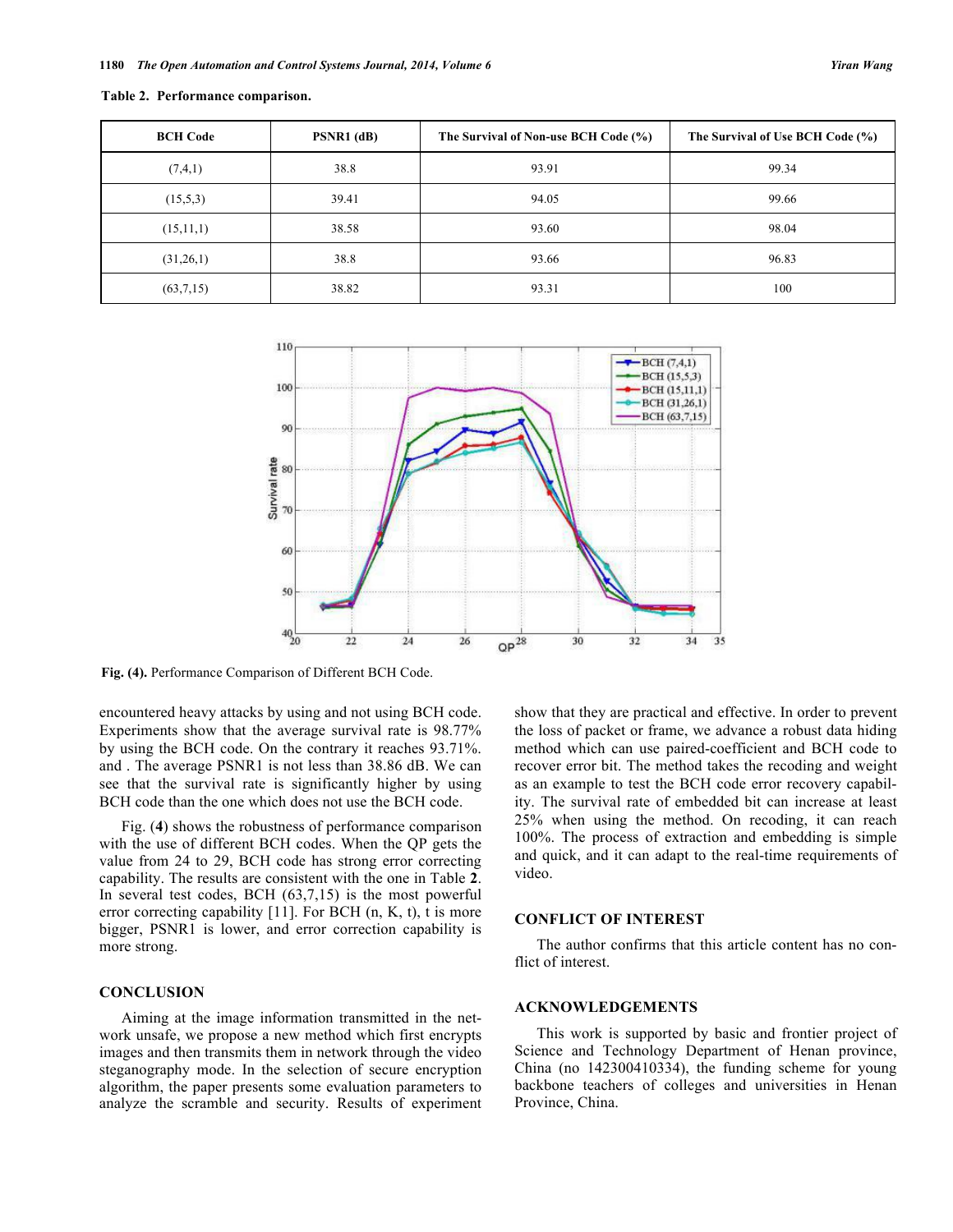Table 2. Performance comparison.

| BCH Code | PSNR1 (dB) | The Survival of Non-use BCH Code (%) | The Survival of Use BCH Code (%) |
|---|---|---|---|
| (7,4,1) | 38.8 | 93.91 | 99.34 |
| (15,5,3) | 39.41 | 94.05 | 99.66 |
| (15,11,1) | 38.58 | 93.60 | 98.04 |
| (31,26,1) | 38.8 | 93.66 | 96.83 |
| (63,7,15) | 38.82 | 93.31 | 100 |

Fig. (4). Performance Comparison of Different BCH Code.

encountered heavy attacks by using and not using BCH code. Experiments show that the average survival rate is 98.77% by using the BCH code. On the contrary it reaches 93.71%. and . The average PSNR1 is not less than 38.86 dB. We can see that the survival rate is significantly higher by using BCH code than the one which does not use the BCH code.

Fig. (**4**) shows the robustness of performance comparison with the use of different BCH codes. When the QP gets the value from 24 to 29, BCH code has strong error correcting capability. The results are consistent with the one in Table **2**. In several test codes, BCH (63,7,15) is the most powerful error correcting capability [11]. For BCH (n, K, t), t is more bigger, PSNR1 is lower, and error correction capability is more strong.

## CONCLUSION

Aiming at the image information transmitted in the network unsafe, we propose a new method which first encrypts images and then transmits them in network through the video steganography mode. In the selection of secure encryption algorithm, the paper presents some evaluation parameters to analyze the scramble and security. Results of experiment show that they are practical and effective. In order to prevent the loss of packet or frame, we advance a robust data hiding method which can use paired-coefficient and BCH code to recover error bit. The method takes the recoding and weight as an example to test the BCH code error recovery capability. The survival rate of embedded bit can increase at least 25% when using the method. On recoding, it can reach 100%. The process of extraction and embedding is simple and quick, and it can adapt to the real-time requirements of video.

## CONFLICT OF INTEREST

The author confirms that this article content has no conflict of interest.

## ACKNOWLEDGEMENTS

This work is supported by basic and frontier project of Science and Technology Department of Henan province, China (no 142300410334), the funding scheme for young backbone teachers of colleges and universities in Henan Province, China.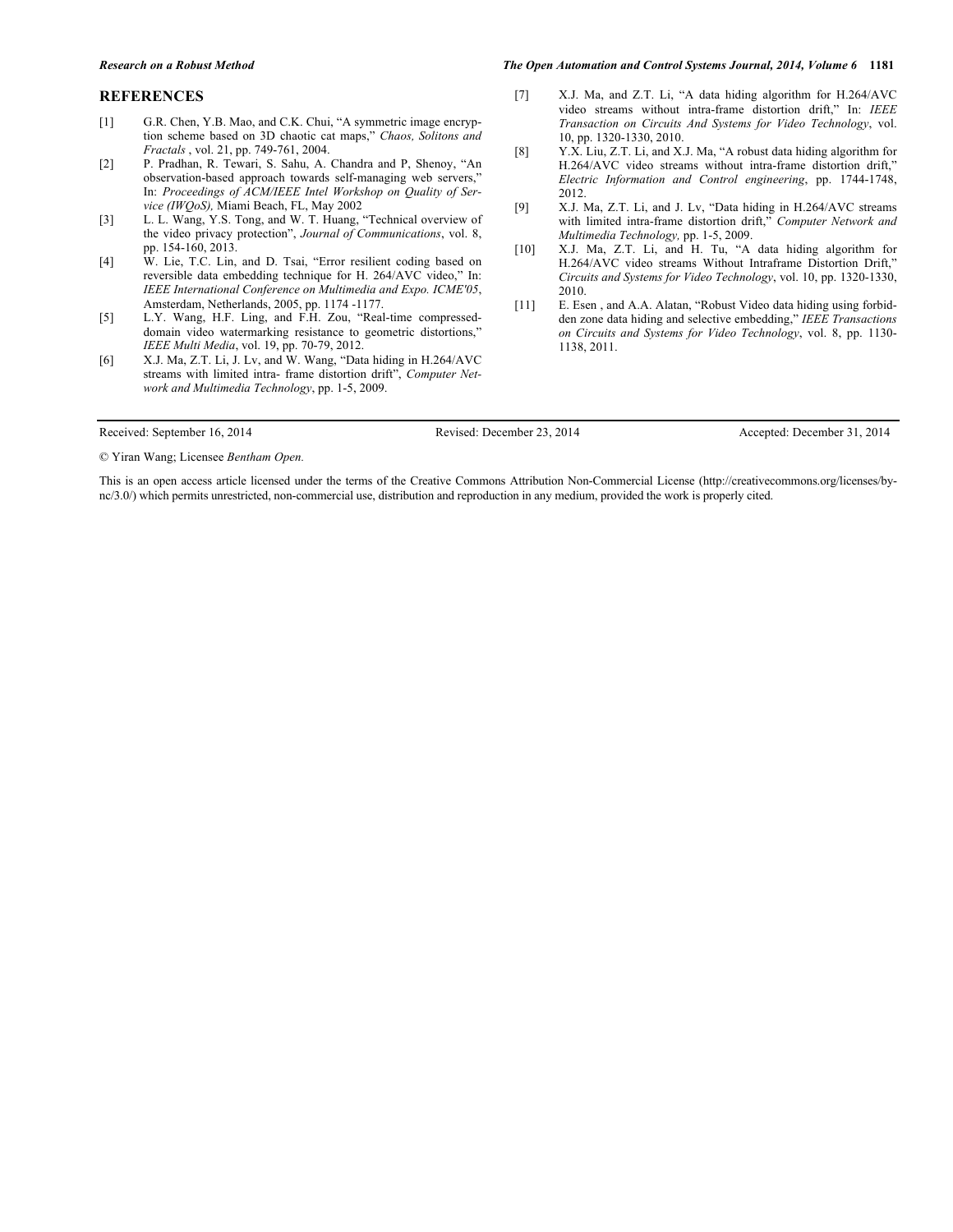## REFERENCES

[1] G.R. Chen, Y.B. Mao, and C.K. Chui, "A symmetric image encryption scheme based on 3D chaotic cat maps," *Chaos, Solitons and Fractals* , vol. 21, pp. 749-761, 2004.

[2] P. Pradhan, R. Tewari, S. Sahu, A. Chandra and P, Shenoy, "An observation-based approach towards self-managing web servers," In: *Proceedings of ACM/IEEE Intel Workshop on Quality of Service (IWQoS),* Miami Beach, FL, May 2002

[3] L. L. Wang, Y.S. Tong, and W. T. Huang, "Technical overview of the video privacy protection", *Journal of Communications*, vol. 8, pp. 154-160, 2013.

[4] W. Lie, T.C. Lin, and D. Tsai, "Error resilient coding based on reversible data embedding technique for H. 264/AVC video," In: *IEEE International Conference on Multimedia and Expo. ICME'05*, Amsterdam, Netherlands, 2005, pp. 1174 -1177.

[5] L.Y. Wang, H.F. Ling, and F.H. Zou, "Real-time compressed-domain video watermarking resistance to geometric distortions," *IEEE Multi Media*, vol. 19, pp. 70-79, 2012.

[6] X.J. Ma, Z.T. Li, J. Lv, and W. Wang, "Data hiding in H.264/AVC streams with limited intra- frame distortion drift", *Computer Network and Multimedia Technology*, pp. 1-5, 2009.

[7] X.J. Ma, and Z.T. Li, "A data hiding algorithm for H.264/AVC video streams without intra-frame distortion drift," In: *IEEE Transaction on Circuits And Systems for Video Technology*, vol. 10, pp. 1320-1330, 2010.

[8] Y.X. Liu, Z.T. Li, and X.J. Ma, "A robust data hiding algorithm for H.264/AVC video streams without intra-frame distortion drift," *Electric Information and Control engineering*, pp. 1744-1748, 2012.

[9] X.J. Ma, Z.T. Li, and J. Lv, "Data hiding in H.264/AVC streams with limited intra-frame distortion drift," *Computer Network and Multimedia Technology,* pp. 1-5, 2009.

[10] X.J. Ma, Z.T. Li, and H. Tu, "A data hiding algorithm for H.264/AVC video streams Without Intraframe Distortion Drift," *Circuits and Systems for Video Technology*, vol. 10, pp. 1320-1330, 2010.

[11] E. Esen , and A.A. Alatan, "Robust Video data hiding using forbidden zone data hiding and selective embedding," *IEEE Transactions on Circuits and Systems for Video Technology*, vol. 8, pp. 1130-1138, 2011.

Received: September 16, 2014 Revised: December 23, 2014 Accepted: December 31, 2014

© Yiran Wang; Licensee *Bentham Open.*

This is an open access article licensed under the terms of the Creative Commons Attribution Non-Commercial License (http://creativecommons.org/licenses/by-nc/3.0/) which permits unrestricted, non-commercial use, distribution and reproduction in any medium, provided the work is properly cited.